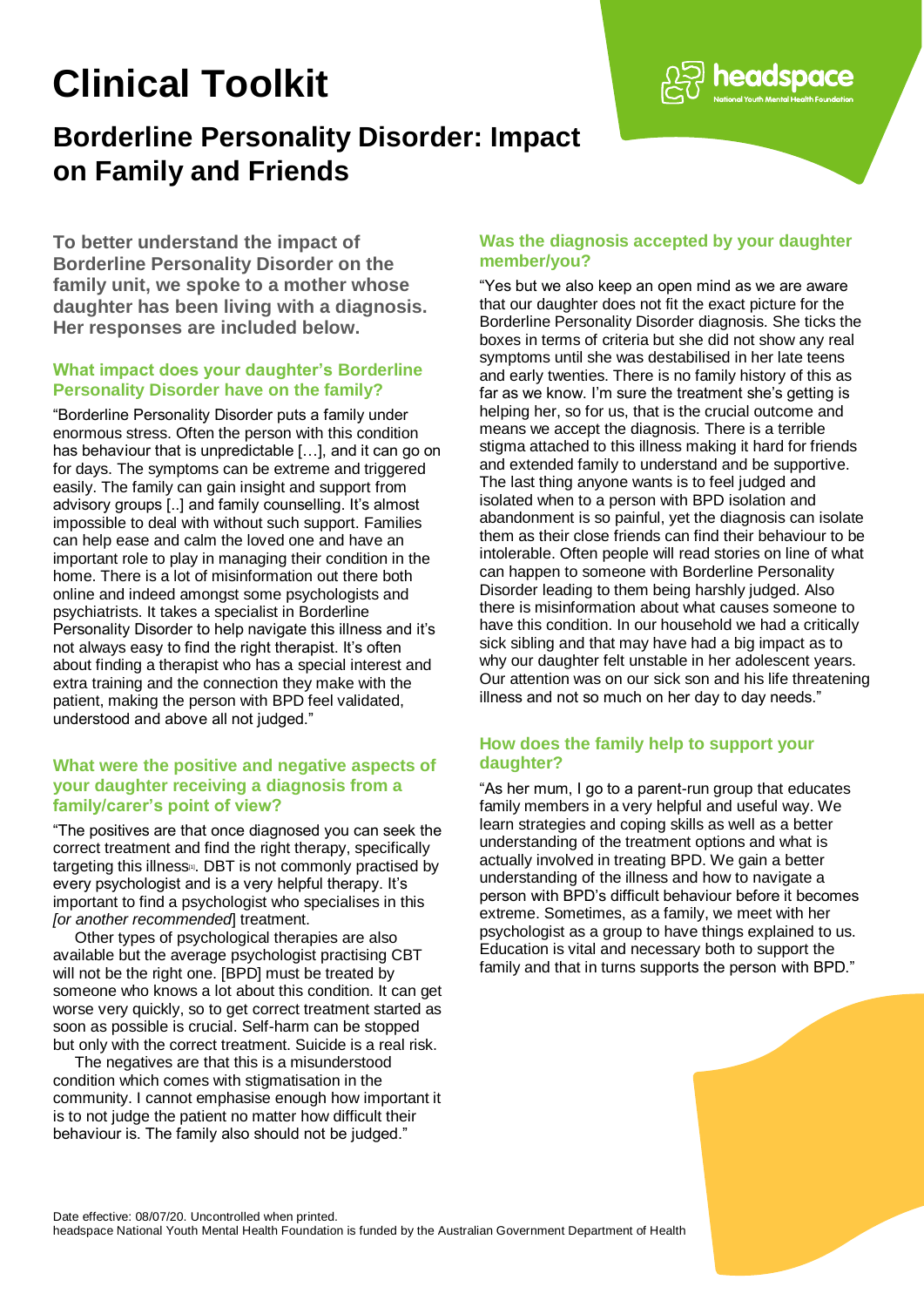# Clinical Toolkit

## Borderline Personality Disorder: Impact on Family and Friends

**To better understand the impact of Borderline Personality Disorder on the family unit, we spoke to a mother whose daughter has been living with a diagnosis. Her responses are included below.**

### What impact does your daughter's Borderline Personality Disorder have on the family?

"Borderline Personality Disorder puts a family under enormous stress. Often the person with this condition has behaviour that is unpredictable […], and it can go on for days. The symptoms can be extreme and triggered easily. The family can gain insight and support from advisory groups [..] and family counselling. It's almost impossible to deal with without such support. Families can help ease and calm the loved one and have an important role to play in managing their condition in the home. There is a lot of misinformation out there both online and indeed amongst some psychologists and psychiatrists. It takes a specialist in Borderline Personality Disorder to help navigate this illness and it's not always easy to find the right therapist. It's often about finding a therapist who has a special interest and extra training and the connection they make with the patient, making the person with BPD feel validated, understood and above all not judged."

### What were the positive and negative aspects of your daughter receiving a diagnosis from a family/carer's point of view?

"The positives are that once diagnosed you can seek the correct treatment and find the right therapy, specifically targeting this illness[1]. DBT is not commonly practised by every psychologist and is a very helpful therapy. It's important to find a psychologist who specialises in this *[or another recommended]* treatment.

Other types of psychological therapies are also available but the average psychologist practising CBT will not be the right one. [BPD] must be treated by someone who knows a lot about this condition. It can get worse very quickly, so to get correct treatment started as soon as possible is crucial. Self-harm can be stopped but only with the correct treatment. Suicide is a real risk.

The negatives are that this is a misunderstood condition which comes with stigmatisation in the community. I cannot emphasise enough how important it is to not judge the patient no matter how difficult their behaviour is. The family also should not be judged."

### Was the diagnosis accepted by your daughter member/you?

"Yes but we also keep an open mind as we are aware that our daughter does not fit the exact picture for the Borderline Personality Disorder diagnosis. She ticks the boxes in terms of criteria but she did not show any real symptoms until she was destabilised in her late teens and early twenties. There is no family history of this as far as we know. I'm sure the treatment she's getting is helping her, so for us, that is the crucial outcome and means we accept the diagnosis. There is a terrible stigma attached to this illness making it hard for friends and extended family to understand and be supportive. The last thing anyone wants is to feel judged and isolated when to a person with BPD isolation and abandonment is so painful, yet the diagnosis can isolate them as their close friends can find their behaviour to be intolerable. Often people will read stories on line of what can happen to someone with Borderline Personality Disorder leading to them being harshly judged. Also there is misinformation about what causes someone to have this condition. In our household we had a critically sick sibling and that may have had a big impact as to why our daughter felt unstable in her adolescent years. Our attention was on our sick son and his life threatening illness and not so much on her day to day needs."

### How does the family help to support your daughter?

"As her mum, I go to a parent-run group that educates family members in a very helpful and useful way. We learn strategies and coping skills as well as a better understanding of the treatment options and what is actually involved in treating BPD. We gain a better understanding of the illness and how to navigate a person with BPD's difficult behaviour before it becomes extreme. Sometimes, as a family, we meet with her psychologist as a group to have things explained to us. Education is vital and necessary both to support the family and that in turns supports the person with BPD."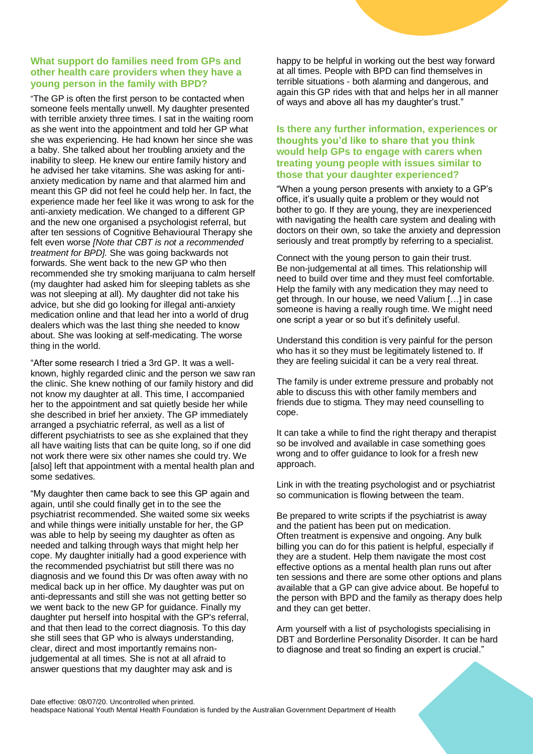### What support do families need from GPs and other health care providers when they have a young person in the family with BPD?

"The GP is often the first person to be contacted when someone feels mentally unwell. My daughter presented with terrible anxiety three times. I sat in the waiting room as she went into the appointment and told her GP what she was experiencing. He had known her since she was a baby. She talked about her troubling anxiety and the inability to sleep. He knew our entire family history and he advised her take vitamins. She was asking for anti-anxiety medication by name and that alarmed him and meant this GP did not feel he could help her. In fact, the experience made her feel like it was wrong to ask for the anti-anxiety medication. We changed to a different GP and the new one organised a psychologist referral, but after ten sessions of Cognitive Behavioural Therapy she felt even worse *[Note that CBT is not a recommended treatment for BPD]*. She was going backwards not forwards. She went back to the new GP who then recommended she try smoking marijuana to calm herself (my daughter had asked him for sleeping tablets as she was not sleeping at all). My daughter did not take his advice, but she did go looking for illegal anti-anxiety medication online and that lead her into a world of drug dealers which was the last thing she needed to know about. She was looking at self-medicating. The worse thing in the world.

"After some research I tried a 3rd GP. It was a well-known, highly regarded clinic and the person we saw ran the clinic. She knew nothing of our family history and did not know my daughter at all. This time, I accompanied her to the appointment and sat quietly beside her while she described in brief her anxiety. The GP immediately arranged a psychiatric referral, as well as a list of different psychiatrists to see as she explained that they all have waiting lists that can be quite long, so if one did not work there were six other names she could try. We [also] left that appointment with a mental health plan and some sedatives.

"My daughter then came back to see this GP again and again, until she could finally get in to the see the psychiatrist recommended. She waited some six weeks and while things were initially unstable for her, the GP was able to help by seeing my daughter as often as needed and talking through ways that might help her cope. My daughter initially had a good experience with the recommended psychiatrist but still there was no diagnosis and we found this Dr was often away with no medical back up in her office. My daughter was put on anti-depressants and still she was not getting better so we went back to the new GP for guidance. Finally my daughter put herself into hospital with the GP's referral, and that then lead to the correct diagnosis. To this day she still sees that GP who is always understanding, clear, direct and most importantly remains non-judgemental at all times. She is not at all afraid to answer questions that my daughter may ask and is happy to be helpful in working out the best way forward at all times. People with BPD can find themselves in terrible situations - both alarming and dangerous, and again this GP rides with that and helps her in all manner of ways and above all has my daughter's trust."

### Is there any further information, experiences or thoughts you'd like to share that you think would help GPs to engage with carers when treating young people with issues similar to those that your daughter experienced?

"When a young person presents with anxiety to a GP's office, it's usually quite a problem or they would not bother to go. If they are young, they are inexperienced with navigating the health care system and dealing with doctors on their own, so take the anxiety and depression seriously and treat promptly by referring to a specialist.

Connect with the young person to gain their trust. Be non-judgemental at all times. This relationship will need to build over time and they must feel comfortable. Help the family with any medication they may need to get through. In our house, we need Valium […] in case someone is having a really rough time. We might need one script a year or so but it's definitely useful.

Understand this condition is very painful for the person who has it so they must be legitimately listened to. If they are feeling suicidal it can be a very real threat.

The family is under extreme pressure and probably not able to discuss this with other family members and friends due to stigma. They may need counselling to cope.

It can take a while to find the right therapy and therapist so be involved and available in case something goes wrong and to offer guidance to look for a fresh new approach.

Link in with the treating psychologist and or psychiatrist so communication is flowing between the team.

Be prepared to write scripts if the psychiatrist is away and the patient has been put on medication. Often treatment is expensive and ongoing. Any bulk billing you can do for this patient is helpful, especially if they are a student. Help them navigate the most cost effective options as a mental health plan runs out after ten sessions and there are some other options and plans available that a GP can give advice about. Be hopeful to the person with BPD and the family as therapy does help and they can get better.

Arm yourself with a list of psychologists specialising in DBT and Borderline Personality Disorder. It can be hard to diagnose and treat so finding an expert is crucial."

Date effective: 08/07/20. Uncontrolled when printed.
headspace National Youth Mental Health Foundation is funded by the Australian Government Department of Health